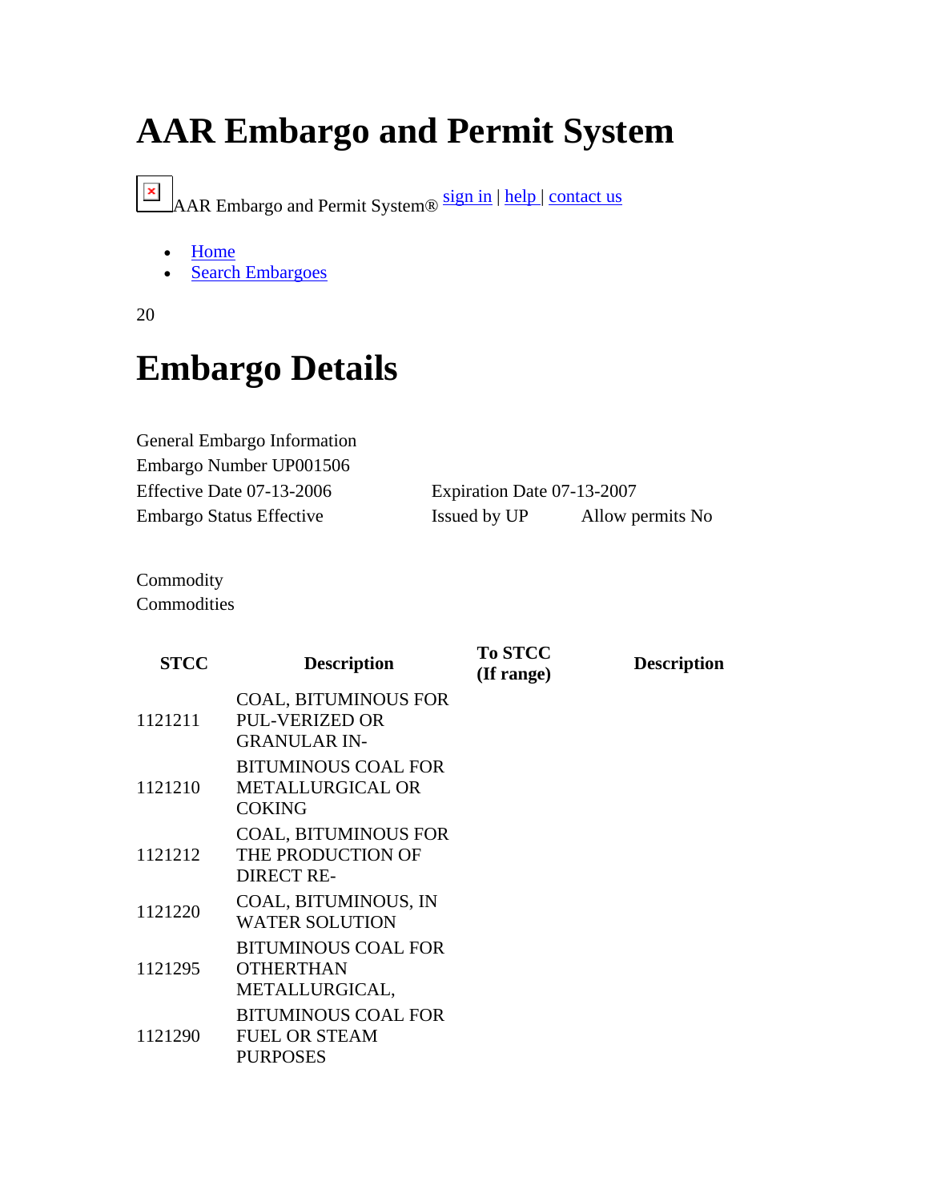# AAR Embargo and Permit System

AAR Embargo and Permit System® sign in | help | contact us

- Home
- Search Embargoes

20

# Embargo Details

General Embargo Information
Embargo Number UP001506
Effective Date 07-13-2006 Expiration Date 07-13-2007
Embargo Status Effective Issued by UP Allow permits No

Commodity
Commodities

| STCC | Description | To STCC (If range) | Description |
|---|---|---|---|
| 1121211 | COAL, BITUMINOUS FOR PUL-VERIZED OR GRANULAR IN- | | |
| 1121210 | BITUMINOUS COAL FOR METALLURGICAL OR COKING | | |
| 1121212 | COAL, BITUMINOUS FOR THE PRODUCTION OF DIRECT RE- | | |
| 1121220 | COAL, BITUMINOUS, IN WATER SOLUTION | | |
| 1121295 | BITUMINOUS COAL FOR OTHERTHAN METALLURGICAL, | | |
| 1121290 | BITUMINOUS COAL FOR FUEL OR STEAM PURPOSES | | |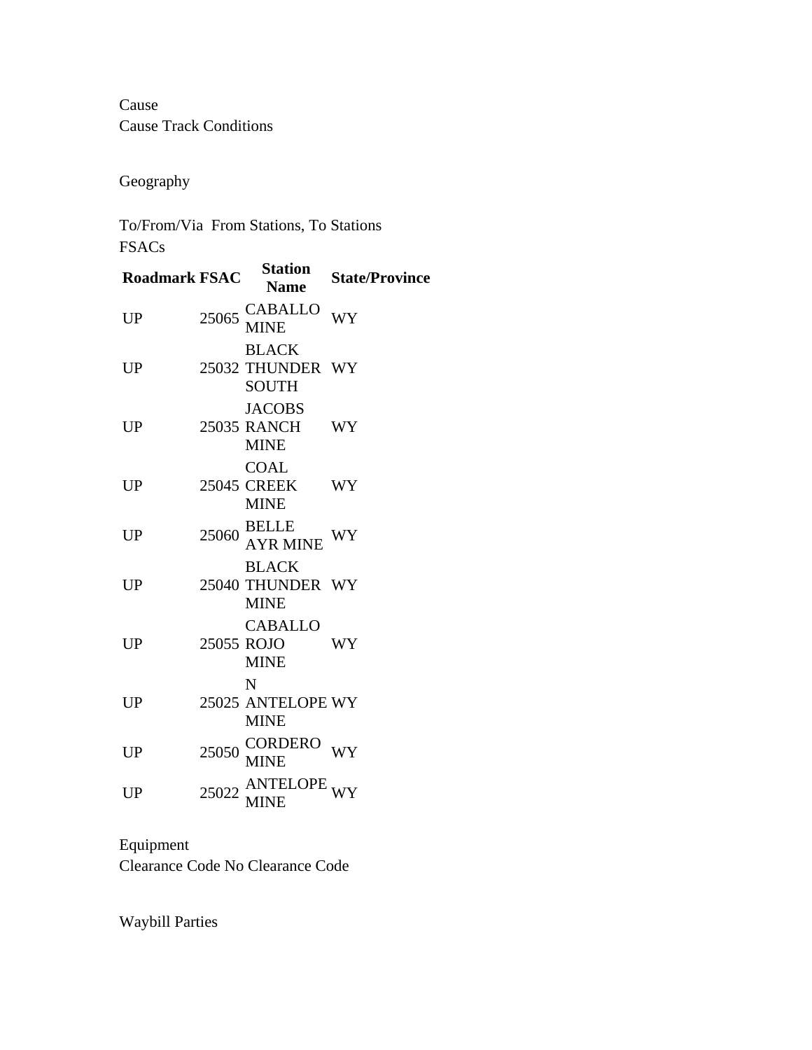Cause

Cause Track Conditions

Geography

To/From/Via From Stations, To Stations

FSACs

| Roadmark | FSAC | Station Name | State/Province |
|---|---|---|---|
| UP | 25065 | CABALLO MINE | WY |
| UP | 25032 | BLACK THUNDER SOUTH | WY |
| UP | 25035 | JACOBS RANCH MINE | WY |
| UP | 25045 | COAL CREEK MINE | WY |
| UP | 25060 | BELLE AYR MINE | WY |
| UP | 25040 | BLACK THUNDER MINE | WY |
| UP | 25055 | CABALLO ROJO MINE | WY |
| UP | 25025 | N ANTELOPE MINE | WY |
| UP | 25050 | CORDERO MINE | WY |
| UP | 25022 | ANTELOPE MINE | WY |

Equipment

Clearance Code No Clearance Code

Waybill Parties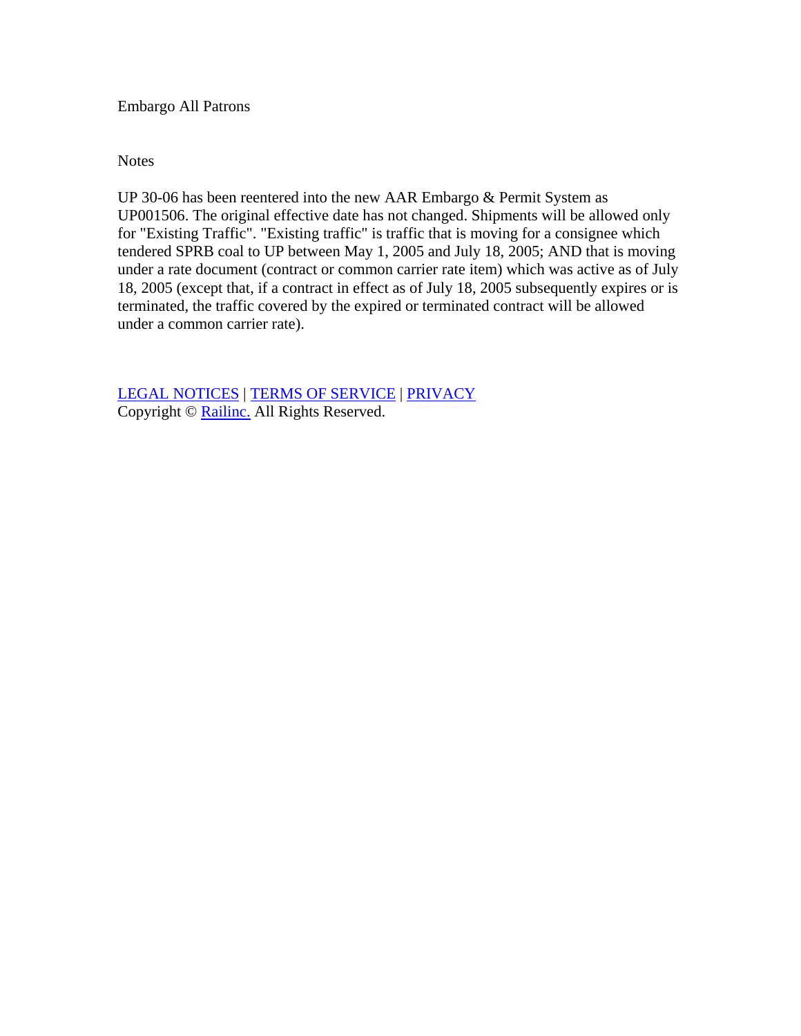Embargo All Patrons

Notes

UP 30-06 has been reentered into the new AAR Embargo & Permit System as UP001506. The original effective date has not changed. Shipments will be allowed only for "Existing Traffic". "Existing traffic" is traffic that is moving for a consignee which tendered SPRB coal to UP between May 1, 2005 and July 18, 2005; AND that is moving under a rate document (contract or common carrier rate item) which was active as of July 18, 2005 (except that, if a contract in effect as of July 18, 2005 subsequently expires or is terminated, the traffic covered by the expired or terminated contract will be allowed under a common carrier rate).

LEGAL NOTICES | TERMS OF SERVICE | PRIVACY
Copyright © Railinc. All Rights Reserved.